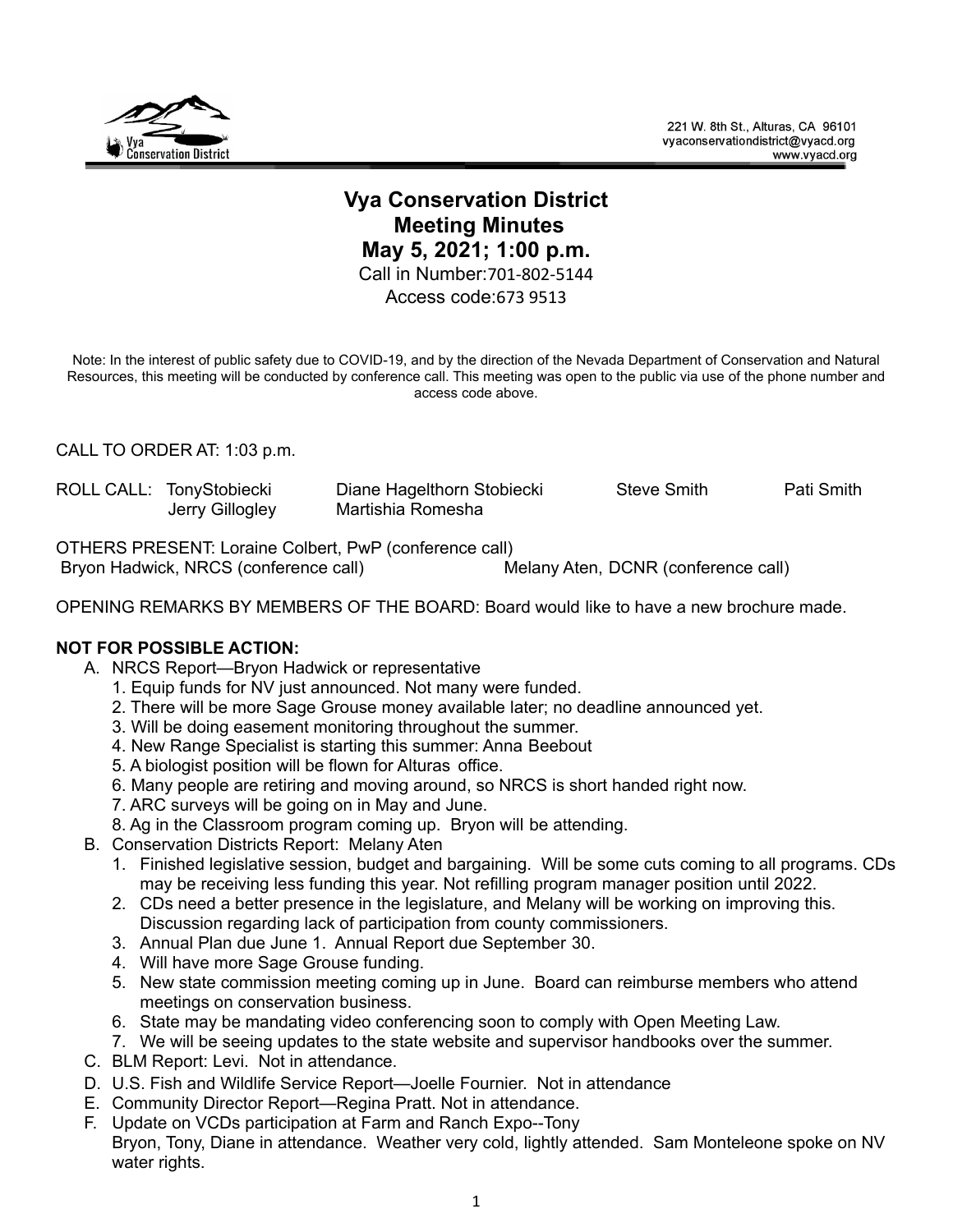221 W. 8th St., Alturas, CA 96101
vyaconservationdistrict@vyacd.org
www.vyacd.org

# Vya Conservation District
## Meeting Minutes
## May 5, 2021; 1:00 p.m.

Call in Number:701-802-5144
Access code:673 9513

Note: In the interest of public safety due to COVID-19, and by the direction of the Nevada Department of Conservation and Natural Resources, this meeting will be conducted by conference call. This meeting was open to the public via use of the phone number and access code above.

CALL TO ORDER AT: 1:03 p.m.

ROLL CALL: TonyStobiecki, Diane Hagelthorn Stobiecki, Steve Smith, Pati Smith, Jerry Gillogley, Martishia Romesha

OTHERS PRESENT: Loraine Colbert, PwP (conference call)
Bryon Hadwick, NRCS (conference call)
Melany Aten, DCNR (conference call)

OPENING REMARKS BY MEMBERS OF THE BOARD: Board would like to have a new brochure made.

**NOT FOR POSSIBLE ACTION:**

A. NRCS Report—Bryon Hadwick or representative
   1. Equip funds for NV just announced. Not many were funded.
   2. There will be more Sage Grouse money available later; no deadline announced yet.
   3. Will be doing easement monitoring throughout the summer.
   4. New Range Specialist is starting this summer: Anna Beebout
   5. A biologist position will be flown for Alturas office.
   6. Many people are retiring and moving around, so NRCS is short handed right now.
   7. ARC surveys will be going on in May and June.
   8. Ag in the Classroom program coming up. Bryon will be attending.

B. Conservation Districts Report: Melany Aten
   1. Finished legislative session, budget and bargaining. Will be some cuts coming to all programs. CDs may be receiving less funding this year. Not refilling program manager position until 2022.
   2. CDs need a better presence in the legislature, and Melany will be working on improving this. Discussion regarding lack of participation from county commissioners.
   3. Annual Plan due June 1. Annual Report due September 30.
   4. Will have more Sage Grouse funding.
   5. New state commission meeting coming up in June. Board can reimburse members who attend meetings on conservation business.
   6. State may be mandating video conferencing soon to comply with Open Meeting Law.
   7. We will be seeing updates to the state website and supervisor handbooks over the summer.

C. BLM Report: Levi. Not in attendance.

D. U.S. Fish and Wildlife Service Report—Joelle Fournier. Not in attendance

E. Community Director Report—Regina Pratt. Not in attendance.

F. Update on VCDs participation at Farm and Ranch Expo--Tony
   Bryon, Tony, Diane in attendance. Weather very cold, lightly attended. Sam Monteleone spoke on NV water rights.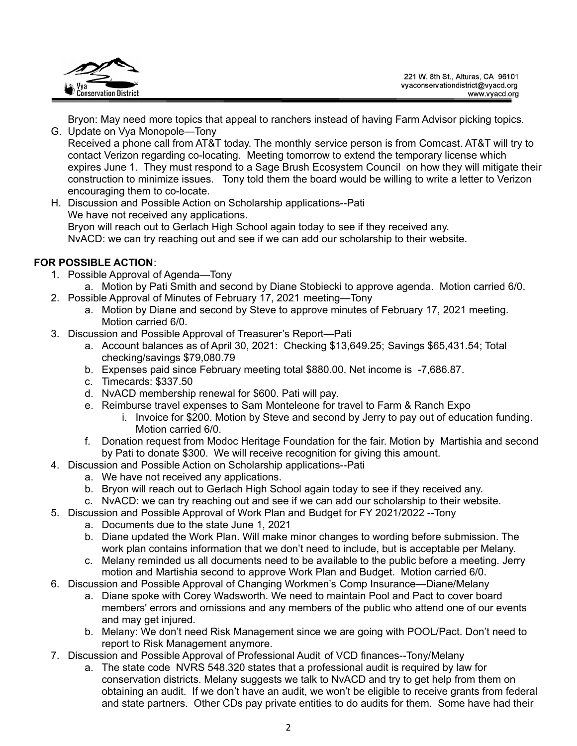Bryon: May need more topics that appeal to ranchers instead of having Farm Advisor picking topics.

G. Update on Vya Monopole—Tony
   Received a phone call from AT&T today. The monthly service person is from Comcast. AT&T will try to contact Verizon regarding co-locating. Meeting tomorrow to extend the temporary license which expires June 1. They must respond to a Sage Brush Ecosystem Council on how they will mitigate their construction to minimize issues. Tony told them the board would be willing to write a letter to Verizon encouraging them to co-locate.

H. Discussion and Possible Action on Scholarship applications--Pati
   We have not received any applications.
   Bryon will reach out to Gerlach High School again today to see if they received any.
   NvACD: we can try reaching out and see if we can add our scholarship to their website.

**FOR POSSIBLE ACTION**:

1. Possible Approval of Agenda—Tony
   a. Motion by Pati Smith and second by Diane Stobiecki to approve agenda. Motion carried 6/0.
2. Possible Approval of Minutes of February 17, 2021 meeting—Tony
   a. Motion by Diane and second by Steve to approve minutes of February 17, 2021 meeting. Motion carried 6/0.
3. Discussion and Possible Approval of Treasurer's Report—Pati
   a. Account balances as of April 30, 2021: Checking $13,649.25; Savings $65,431.54; Total checking/savings $79,080.79
   b. Expenses paid since February meeting total $880.00. Net income is -7,686.87.
   c. Timecards: $337.50
   d. NvACD membership renewal for $600. Pati will pay.
   e. Reimburse travel expenses to Sam Monteleone for travel to Farm & Ranch Expo
      i. Invoice for $200. Motion by Steve and second by Jerry to pay out of education funding. Motion carried 6/0.
   f. Donation request from Modoc Heritage Foundation for the fair. Motion by Martishia and second by Pati to donate $300. We will receive recognition for giving this amount.
4. Discussion and Possible Action on Scholarship applications--Pati
   a. We have not received any applications.
   b. Bryon will reach out to Gerlach High School again today to see if they received any.
   c. NvACD: we can try reaching out and see if we can add our scholarship to their website.
5. Discussion and Possible Approval of Work Plan and Budget for FY 2021/2022 --Tony
   a. Documents due to the state June 1, 2021
   b. Diane updated the Work Plan. Will make minor changes to wording before submission. The work plan contains information that we don't need to include, but is acceptable per Melany.
   c. Melany reminded us all documents need to be available to the public before a meeting. Jerry motion and Martishia second to approve Work Plan and Budget. Motion carried 6/0.
6. Discussion and Possible Approval of Changing Workmen's Comp Insurance—Diane/Melany
   a. Diane spoke with Corey Wadsworth. We need to maintain Pool and Pact to cover board members' errors and omissions and any members of the public who attend one of our events and may get injured.
   b. Melany: We don't need Risk Management since we are going with POOL/Pact. Don't need to report to Risk Management anymore.
7. Discussion and Possible Approval of Professional Audit of VCD finances--Tony/Melany
   a. The state code NVRS 548.320 states that a professional audit is required by law for conservation districts. Melany suggests we talk to NvACD and try to get help from them on obtaining an audit. If we don't have an audit, we won't be eligible to receive grants from federal and state partners. Other CDs pay private entities to do audits for them. Some have had their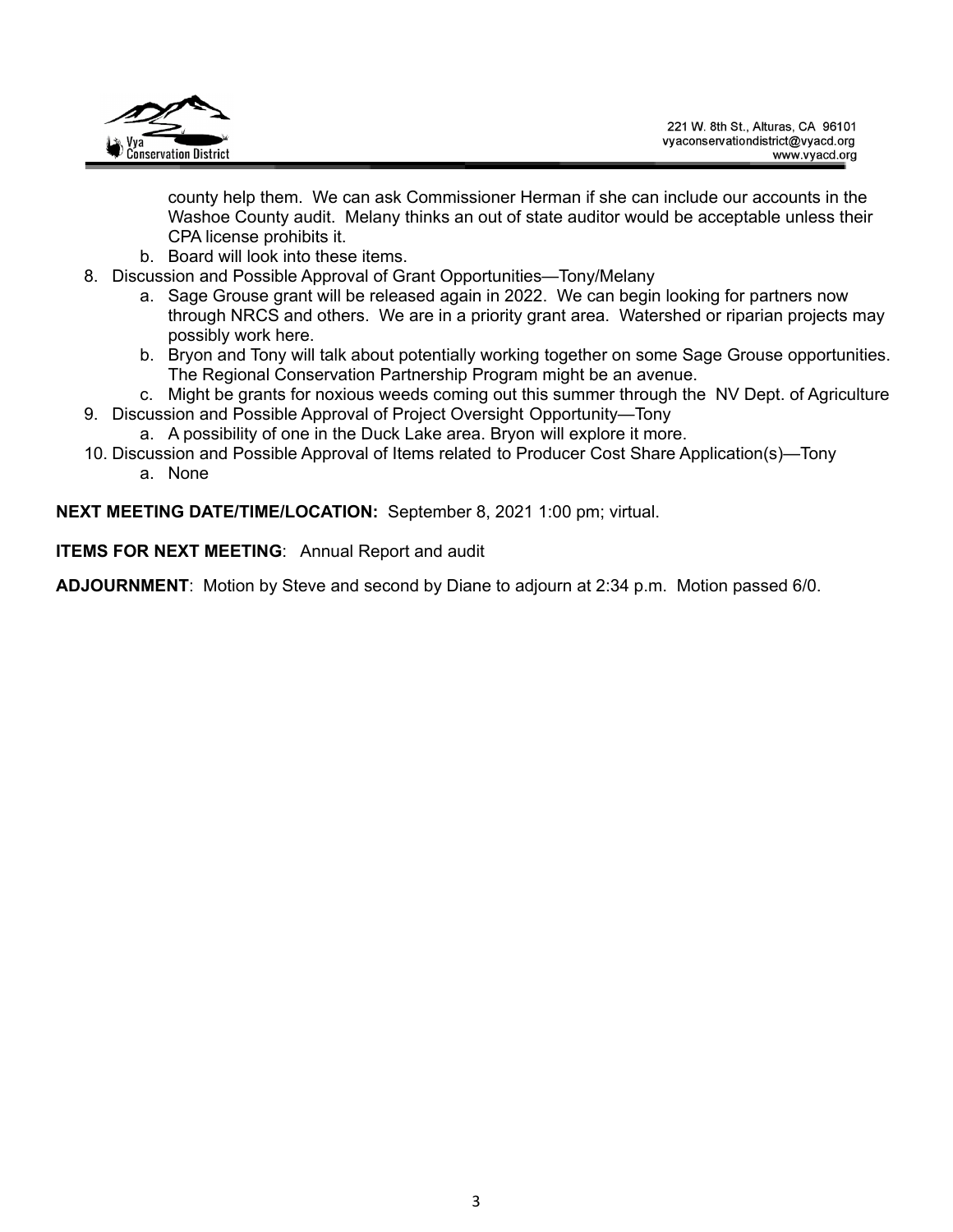county help them. We can ask Commissioner Herman if she can include our accounts in the Washoe County audit. Melany thinks an out of state auditor would be acceptable unless their CPA license prohibits it.

   b. Board will look into these items.

8. Discussion and Possible Approval of Grant Opportunities—Tony/Melany
   a. Sage Grouse grant will be released again in 2022. We can begin looking for partners now through NRCS and others. We are in a priority grant area. Watershed or riparian projects may possibly work here.
   b. Bryon and Tony will talk about potentially working together on some Sage Grouse opportunities. The Regional Conservation Partnership Program might be an avenue.
   c. Might be grants for noxious weeds coming out this summer through the NV Dept. of Agriculture
9. Discussion and Possible Approval of Project Oversight Opportunity—Tony
   a. A possibility of one in the Duck Lake area. Bryon will explore it more.
10. Discussion and Possible Approval of Items related to Producer Cost Share Application(s)—Tony
    a. None

**NEXT MEETING DATE/TIME/LOCATION:** September 8, 2021 1:00 pm; virtual.

**ITEMS FOR NEXT MEETING**: Annual Report and audit

**ADJOURNMENT**: Motion by Steve and second by Diane to adjourn at 2:34 p.m. Motion passed 6/0.